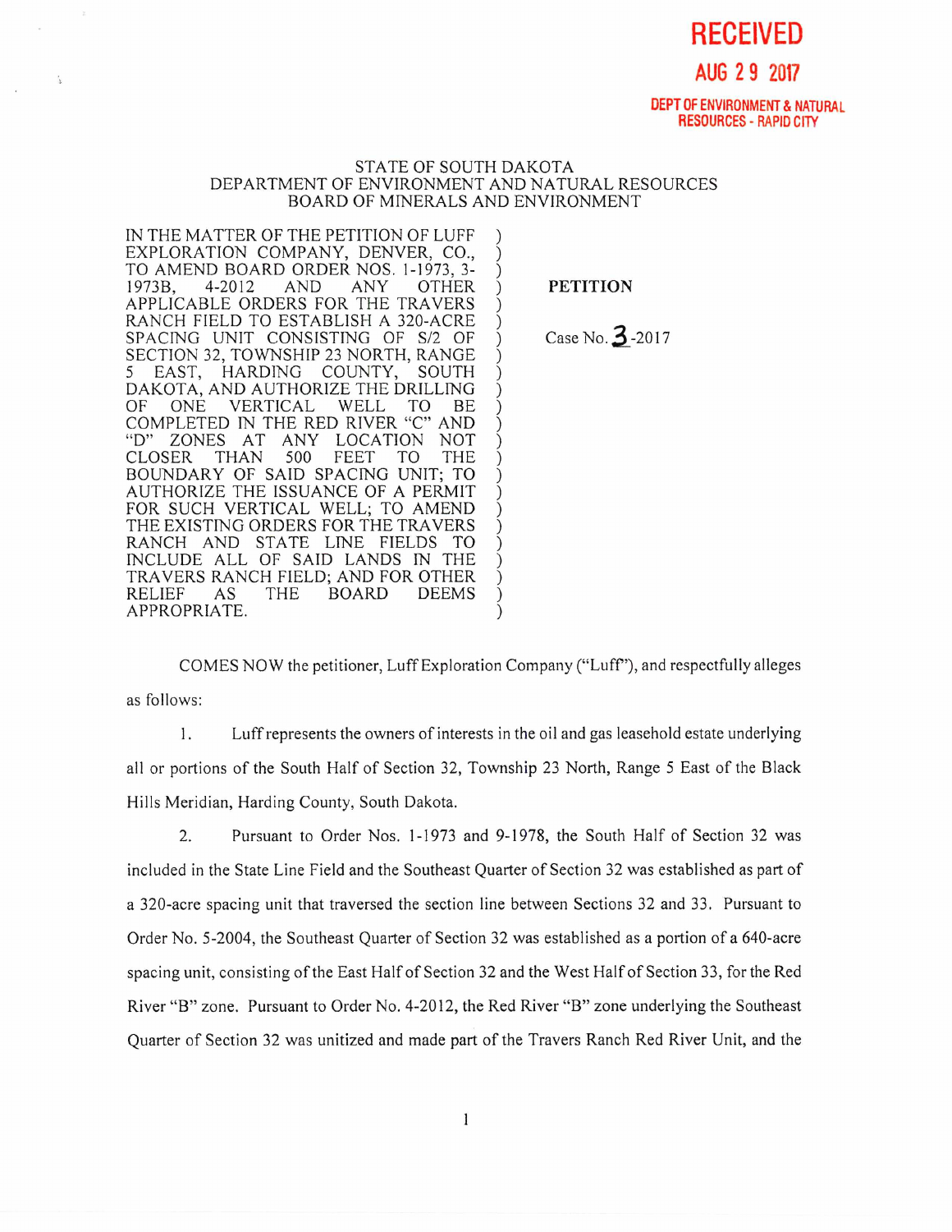**RECEIVED**

**AUG 29 2017**

**DEPT OF ENVIRONMENT & NATURAL RESOURCES - RAPID CITY**

STATE OF SOUTH DAKOTA
DEPARTMENT OF ENVIRONMENT AND NATURAL RESOURCES
BOARD OF MINERALS AND ENVIRONMENT

| | |
|---|---|
| IN THE MATTER OF THE PETITION OF LUFF EXPLORATION COMPANY, DENVER, CO., TO AMEND BOARD ORDER NOS. 1-1973, 3-1973B, 4-2012 AND ANY OTHER APPLICABLE ORDERS FOR THE TRAVERS RANCH FIELD TO ESTABLISH A 320-ACRE SPACING UNIT CONSISTING OF S/2 OF SECTION 32, TOWNSHIP 23 NORTH, RANGE 5 EAST, HARDING COUNTY, SOUTH DAKOTA, AND AUTHORIZE THE DRILLING OF ONE VERTICAL WELL TO BE COMPLETED IN THE RED RIVER "C" AND "D" ZONES AT ANY LOCATION NOT CLOSER THAN 500 FEET TO THE BOUNDARY OF SAID SPACING UNIT; TO AUTHORIZE THE ISSUANCE OF A PERMIT FOR SUCH VERTICAL WELL; TO AMEND THE EXISTING ORDERS FOR THE TRAVERS RANCH AND STATE LINE FIELDS TO INCLUDE ALL OF SAID LANDS IN THE TRAVERS RANCH FIELD; AND FOR OTHER RELIEF AS THE BOARD DEEMS APPROPRIATE. | **PETITION**<br><br>Case No. 3-2017 |

COMES NOW the petitioner, Luff Exploration Company ("Luff"), and respectfully alleges as follows:

1. Luff represents the owners of interests in the oil and gas leasehold estate underlying all or portions of the South Half of Section 32, Township 23 North, Range 5 East of the Black Hills Meridian, Harding County, South Dakota.

2. Pursuant to Order Nos. 1-1973 and 9-1978, the South Half of Section 32 was included in the State Line Field and the Southeast Quarter of Section 32 was established as part of a 320-acre spacing unit that traversed the section line between Sections 32 and 33. Pursuant to Order No. 5-2004, the Southeast Quarter of Section 32 was established as a portion of a 640-acre spacing unit, consisting of the East Half of Section 32 and the West Half of Section 33, for the Red River "B" zone. Pursuant to Order No. 4-2012, the Red River "B" zone underlying the Southeast Quarter of Section 32 was unitized and made part of the Travers Ranch Red River Unit, and the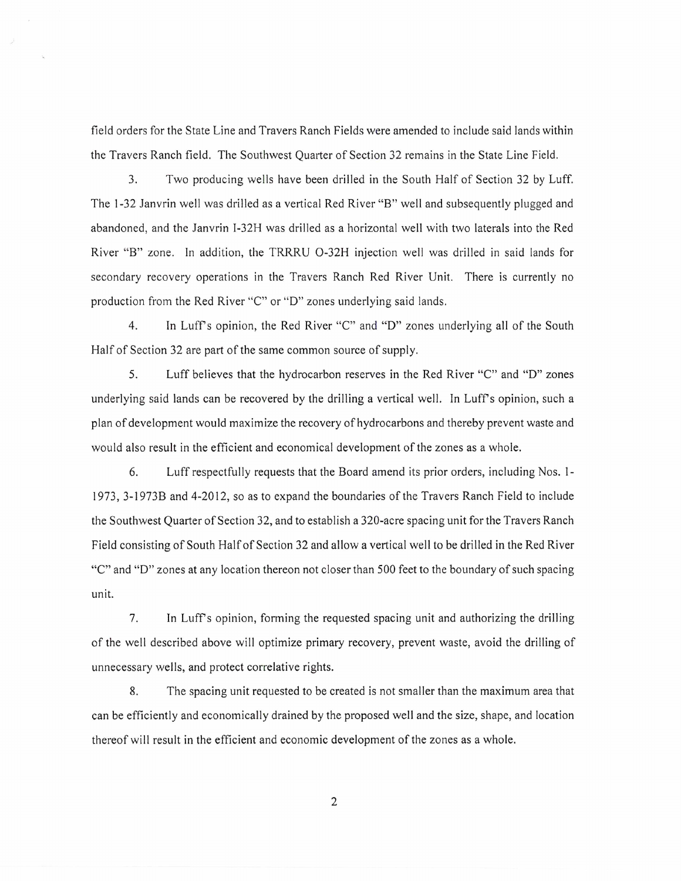field orders for the State Line and Travers Ranch Fields were amended to include said lands within the Travers Ranch field. The Southwest Quarter of Section 32 remains in the State Line Field.

3. Two producing wells have been drilled in the South Half of Section 32 by Luff. The 1-32 Janvrin well was drilled as a vertical Red River "B" well and subsequently plugged and abandoned, and the Janvrin I-32H was drilled as a horizontal well with two laterals into the Red River "B" zone. In addition, the TRRRU O-32H injection well was drilled in said lands for secondary recovery operations in the Travers Ranch Red River Unit. There is currently no production from the Red River "C" or "D" zones underlying said lands.

4. In Luff's opinion, the Red River "C" and "D" zones underlying all of the South Half of Section 32 are part of the same common source of supply.

5. Luff believes that the hydrocarbon reserves in the Red River "C" and "D" zones underlying said lands can be recovered by the drilling a vertical well. In Luff's opinion, such a plan of development would maximize the recovery of hydrocarbons and thereby prevent waste and would also result in the efficient and economical development of the zones as a whole.

6. Luff respectfully requests that the Board amend its prior orders, including Nos. 1-1973, 3-1973B and 4-2012, so as to expand the boundaries of the Travers Ranch Field to include the Southwest Quarter of Section 32, and to establish a 320-acre spacing unit for the Travers Ranch Field consisting of South Half of Section 32 and allow a vertical well to be drilled in the Red River "C" and "D" zones at any location thereon not closer than 500 feet to the boundary of such spacing unit.

7. In Luff's opinion, forming the requested spacing unit and authorizing the drilling of the well described above will optimize primary recovery, prevent waste, avoid the drilling of unnecessary wells, and protect correlative rights.

8. The spacing unit requested to be created is not smaller than the maximum area that can be efficiently and economically drained by the proposed well and the size, shape, and location thereof will result in the efficient and economic development of the zones as a whole.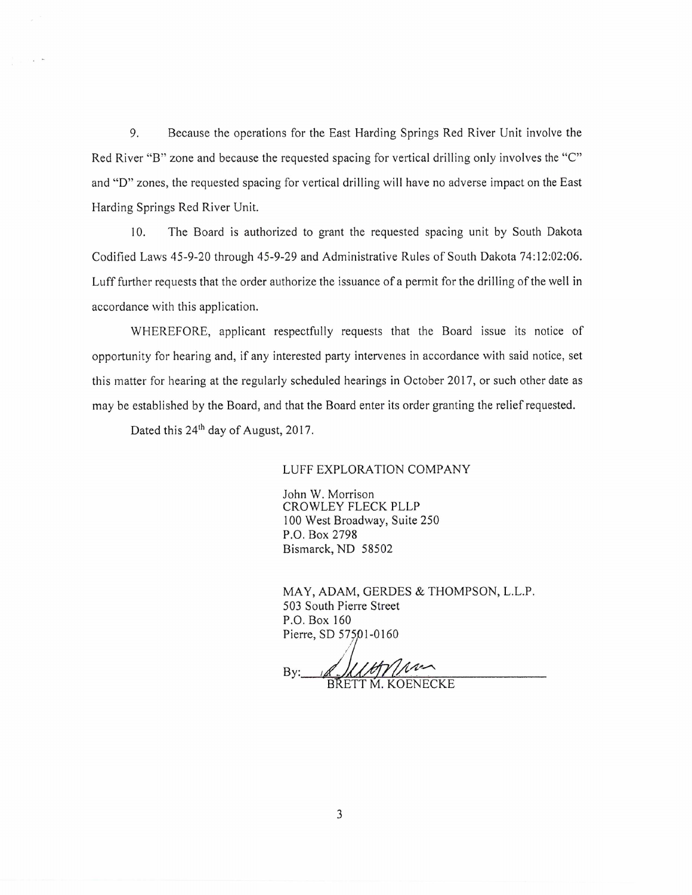9. Because the operations for the East Harding Springs Red River Unit involve the Red River "B" zone and because the requested spacing for vertical drilling only involves the "C" and "D" zones, the requested spacing for vertical drilling will have no adverse impact on the East Harding Springs Red River Unit.

10. The Board is authorized to grant the requested spacing unit by South Dakota Codified Laws 45-9-20 through 45-9-29 and Administrative Rules of South Dakota 74:12:02:06. Luff further requests that the order authorize the issuance of a permit for the drilling of the well in accordance with this application.

WHEREFORE, applicant respectfully requests that the Board issue its notice of opportunity for hearing and, if any interested party intervenes in accordance with said notice, set this matter for hearing at the regularly scheduled hearings in October 2017, or such other date as may be established by the Board, and that the Board enter its order granting the relief requested.

Dated this 24th day of August, 2017.

LUFF EXPLORATION COMPANY

John W. Morrison
CROWLEY FLECK PLLP
100 West Broadway, Suite 250
P.O. Box 2798
Bismarck, ND 58502

MAY, ADAM, GERDES & THOMPSON, L.L.P.
503 South Pierre Street
P.O. Box 160
Pierre, SD 57501-0160

By: ______________________________
BRETT M. KOENECKE